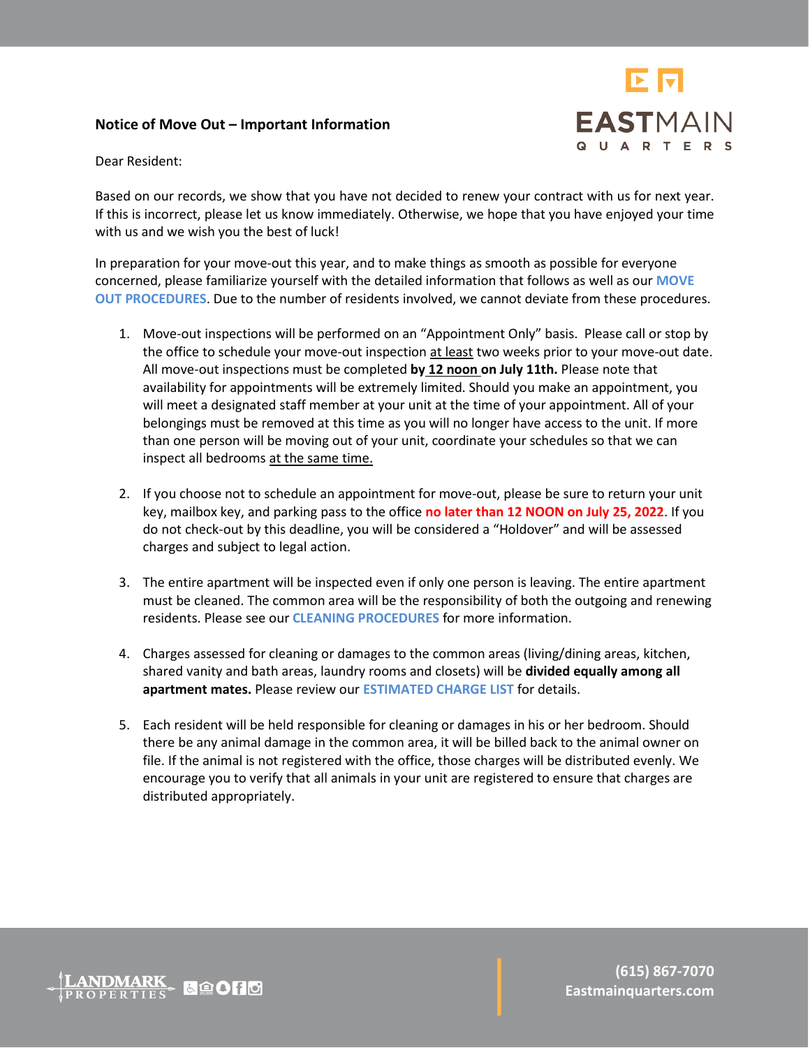**Notice of Move Out – Important Information**

Dear Resident:

Based on our records, we show that you have not decided to renew your contract with us for next year. If this is incorrect, please let us know immediately. Otherwise, we hope that you have enjoyed your time with us and we wish you the best of luck!

In preparation for your move-out this year, and to make things as smooth as possible for everyone concerned, please familiarize yourself with the detailed information that follows as well as our **MOVE OUT PROCEDURES**. Due to the number of residents involved, we cannot deviate from these procedures.

1. Move-out inspections will be performed on an "Appointment Only" basis. Please call or stop by the office to schedule your move-out inspection at least two weeks prior to your move-out date. All move-out inspections must be completed **by 12 noon on July 11th.** Please note that availability for appointments will be extremely limited. Should you make an appointment, you will meet a designated staff member at your unit at the time of your appointment. All of your belongings must be removed at this time as you will no longer have access to the unit. If more than one person will be moving out of your unit, coordinate your schedules so that we can inspect all bedrooms at the same time.

2. If you choose not to schedule an appointment for move-out, please be sure to return your unit key, mailbox key, and parking pass to the office **no later than 12 NOON on July 25, 2022**. If you do not check-out by this deadline, you will be considered a "Holdover" and will be assessed charges and subject to legal action.

3. The entire apartment will be inspected even if only one person is leaving. The entire apartment must be cleaned. The common area will be the responsibility of both the outgoing and renewing residents. Please see our **CLEANING PROCEDURES** for more information.

4. Charges assessed for cleaning or damages to the common areas (living/dining areas, kitchen, shared vanity and bath areas, laundry rooms and closets) will be **divided equally among all apartment mates.** Please review our **ESTIMATED CHARGE LIST** for details.

5. Each resident will be held responsible for cleaning or damages in his or her bedroom. Should there be any animal damage in the common area, it will be billed back to the animal owner on file. If the animal is not registered with the office, those charges will be distributed evenly. We encourage you to verify that all animals in your unit are registered to ensure that charges are distributed appropriately.

(615) 867-7070
Eastmainquarters.com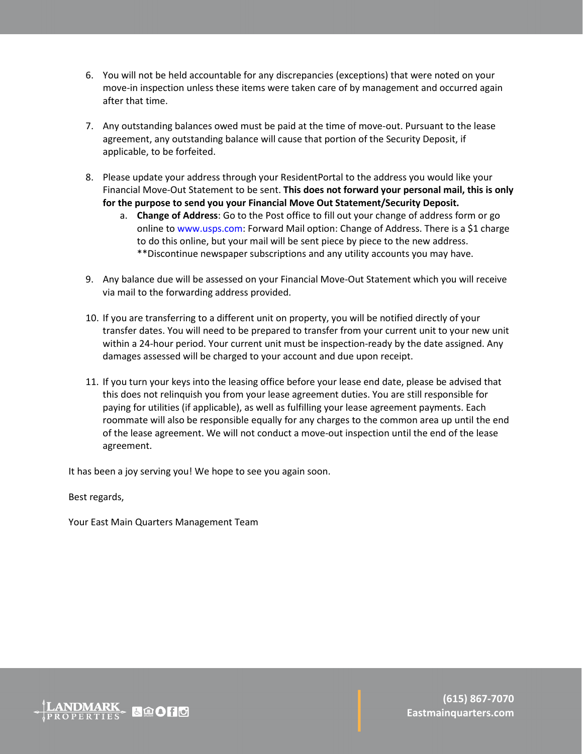6. You will not be held accountable for any discrepancies (exceptions) that were noted on your move-in inspection unless these items were taken care of by management and occurred again after that time.

7. Any outstanding balances owed must be paid at the time of move-out. Pursuant to the lease agreement, any outstanding balance will cause that portion of the Security Deposit, if applicable, to be forfeited.

8. Please update your address through your ResidentPortal to the address you would like your Financial Move-Out Statement to be sent. **This does not forward your personal mail, this is only for the purpose to send you your Financial Move Out Statement/Security Deposit.**
   a. **Change of Address**: Go to the Post office to fill out your change of address form or go online to www.usps.com: Forward Mail option: Change of Address. There is a $1 charge to do this online, but your mail will be sent piece by piece to the new address. **Discontinue newspaper subscriptions and any utility accounts you may have.

9. Any balance due will be assessed on your Financial Move-Out Statement which you will receive via mail to the forwarding address provided.

10. If you are transferring to a different unit on property, you will be notified directly of your transfer dates. You will need to be prepared to transfer from your current unit to your new unit within a 24-hour period. Your current unit must be inspection-ready by the date assigned. Any damages assessed will be charged to your account and due upon receipt.

11. If you turn your keys into the leasing office before your lease end date, please be advised that this does not relinquish you from your lease agreement duties. You are still responsible for paying for utilities (if applicable), as well as fulfilling your lease agreement payments. Each roommate will also be responsible equally for any charges to the common area up until the end of the lease agreement. We will not conduct a move-out inspection until the end of the lease agreement.

It has been a joy serving you! We hope to see you again soon.

Best regards,

Your East Main Quarters Management Team

LANDMARK PROPERTIES

**(615) 867-7070**
**Eastmainquarters.com**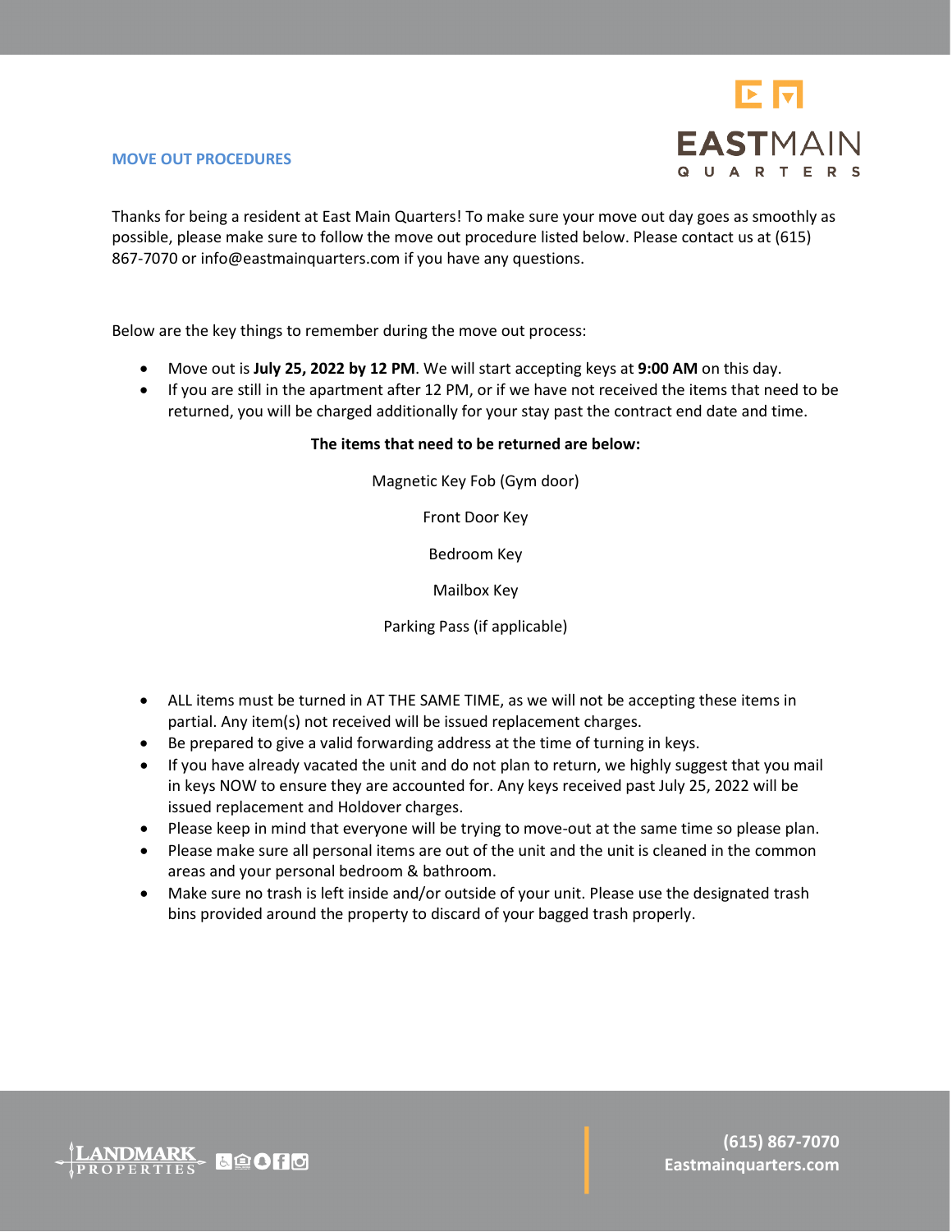## MOVE OUT PROCEDURES

Thanks for being a resident at East Main Quarters! To make sure your move out day goes as smoothly as possible, please make sure to follow the move out procedure listed below. Please contact us at (615) 867-7070 or info@eastmainquarters.com if you have any questions.

Below are the key things to remember during the move out process:

- Move out is **July 25, 2022 by 12 PM**. We will start accepting keys at **9:00 AM** on this day.
- If you are still in the apartment after 12 PM, or if we have not received the items that need to be returned, you will be charged additionally for your stay past the contract end date and time.

**The items that need to be returned are below:**

Magnetic Key Fob (Gym door)

Front Door Key

Bedroom Key

Mailbox Key

Parking Pass (if applicable)

- ALL items must be turned in AT THE SAME TIME, as we will not be accepting these items in partial. Any item(s) not received will be issued replacement charges.
- Be prepared to give a valid forwarding address at the time of turning in keys.
- If you have already vacated the unit and do not plan to return, we highly suggest that you mail in keys NOW to ensure they are accounted for. Any keys received past July 25, 2022 will be issued replacement and Holdover charges.
- Please keep in mind that everyone will be trying to move-out at the same time so please plan.
- Please make sure all personal items are out of the unit and the unit is cleaned in the common areas and your personal bedroom & bathroom.
- Make sure no trash is left inside and/or outside of your unit. Please use the designated trash bins provided around the property to discard of your bagged trash properly.

(615) 867-7070
Eastmainquarters.com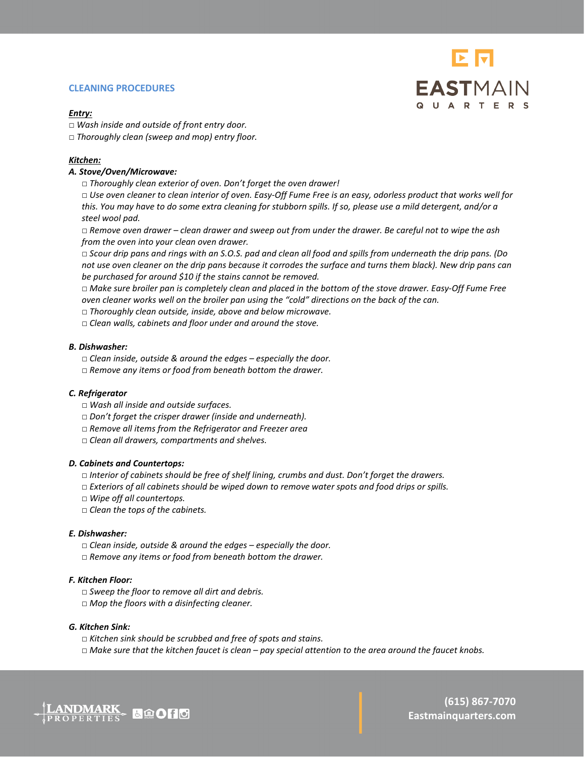## CLEANING PROCEDURES

***Entry:***

- □ *Wash inside and outside of front entry door.*
- □ *Thoroughly clean (sweep and mop) entry floor.*

***Kitchen:***

***A. Stove/Oven/Microwave:***

- □ *Thoroughly clean exterior of oven. Don't forget the oven drawer!*
- □ *Use oven cleaner to clean interior of oven. Easy-Off Fume Free is an easy, odorless product that works well for this. You may have to do some extra cleaning for stubborn spills. If so, please use a mild detergent, and/or a steel wool pad.*
- □ *Remove oven drawer – clean drawer and sweep out from under the drawer. Be careful not to wipe the ash from the oven into your clean oven drawer.*
- □ *Scour drip pans and rings with an S.O.S. pad and clean all food and spills from underneath the drip pans. (Do not use oven cleaner on the drip pans because it corrodes the surface and turns them black). New drip pans can be purchased for around $10 if the stains cannot be removed.*
- □ *Make sure broiler pan is completely clean and placed in the bottom of the stove drawer. Easy-Off Fume Free oven cleaner works well on the broiler pan using the "cold" directions on the back of the can.*
- □ *Thoroughly clean outside, inside, above and below microwave.*
- □ *Clean walls, cabinets and floor under and around the stove.*

***B. Dishwasher:***

- □ *Clean inside, outside & around the edges – especially the door.*
- □ *Remove any items or food from beneath bottom the drawer.*

***C. Refrigerator***

- □ *Wash all inside and outside surfaces.*
- □ *Don't forget the crisper drawer (inside and underneath).*
- □ *Remove all items from the Refrigerator and Freezer area*
- □ *Clean all drawers, compartments and shelves.*

***D. Cabinets and Countertops:***

- □ *Interior of cabinets should be free of shelf lining, crumbs and dust. Don't forget the drawers.*
- □ *Exteriors of all cabinets should be wiped down to remove water spots and food drips or spills.*
- □ *Wipe off all countertops.*
- □ *Clean the tops of the cabinets.*

***E. Dishwasher:***

- □ *Clean inside, outside & around the edges – especially the door.*
- □ *Remove any items or food from beneath bottom the drawer.*

***F. Kitchen Floor:***

- □ *Sweep the floor to remove all dirt and debris.*
- □ *Mop the floors with a disinfecting cleaner.*

***G. Kitchen Sink:***

- □ *Kitchen sink should be scrubbed and free of spots and stains.*
- □ *Make sure that the kitchen faucet is clean – pay special attention to the area around the faucet knobs.*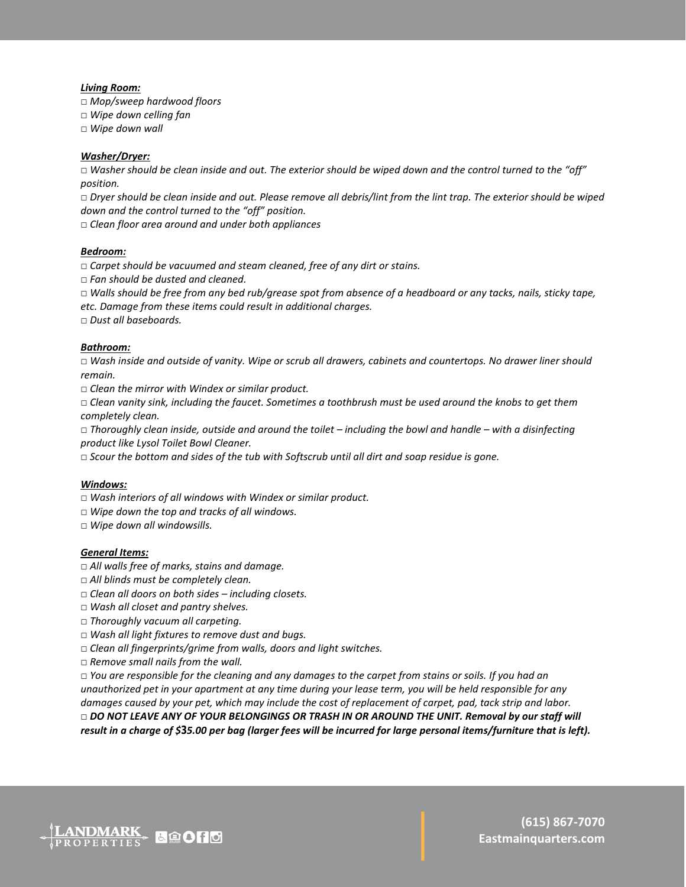***Living Room:***

□ *Mop/sweep hardwood floors*
□ *Wipe down celling fan*
□ *Wipe down wall*

***Washer/Dryer:***

□ *Washer should be clean inside and out. The exterior should be wiped down and the control turned to the "off" position.*
□ *Dryer should be clean inside and out. Please remove all debris/lint from the lint trap. The exterior should be wiped down and the control turned to the "off" position.*
□ *Clean floor area around and under both appliances*

***Bedroom:***

□ *Carpet should be vacuumed and steam cleaned, free of any dirt or stains.*
□ *Fan should be dusted and cleaned.*
□ *Walls should be free from any bed rub/grease spot from absence of a headboard or any tacks, nails, sticky tape, etc. Damage from these items could result in additional charges.*
□ *Dust all baseboards.*

***Bathroom:***

□ *Wash inside and outside of vanity. Wipe or scrub all drawers, cabinets and countertops. No drawer liner should remain.*
□ *Clean the mirror with Windex or similar product.*
□ *Clean vanity sink, including the faucet. Sometimes a toothbrush must be used around the knobs to get them completely clean.*
□ *Thoroughly clean inside, outside and around the toilet – including the bowl and handle – with a disinfecting product like Lysol Toilet Bowl Cleaner.*
□ *Scour the bottom and sides of the tub with Softscrub until all dirt and soap residue is gone.*

***Windows:***

□ *Wash interiors of all windows with Windex or similar product.*
□ *Wipe down the top and tracks of all windows.*
□ *Wipe down all windowsills.*

***General Items:***

□ *All walls free of marks, stains and damage.*
□ *All blinds must be completely clean.*
□ *Clean all doors on both sides – including closets.*
□ *Wash all closet and pantry shelves.*
□ *Thoroughly vacuum all carpeting.*
□ *Wash all light fixtures to remove dust and bugs.*
□ *Clean all fingerprints/grime from walls, doors and light switches.*
□ *Remove small nails from the wall.*
□ *You are responsible for the cleaning and any damages to the carpet from stains or soils. If you had an unauthorized pet in your apartment at any time during your lease term, you will be held responsible for any damages caused by your pet, which may include the cost of replacement of carpet, pad, tack strip and labor.*
□ ***DO NOT LEAVE ANY OF YOUR BELONGINGS OR TRASH IN OR AROUND THE UNIT. Removal by our staff will result in a charge of $35.00 per bag (larger fees will be incurred for large personal items/furniture that is left).***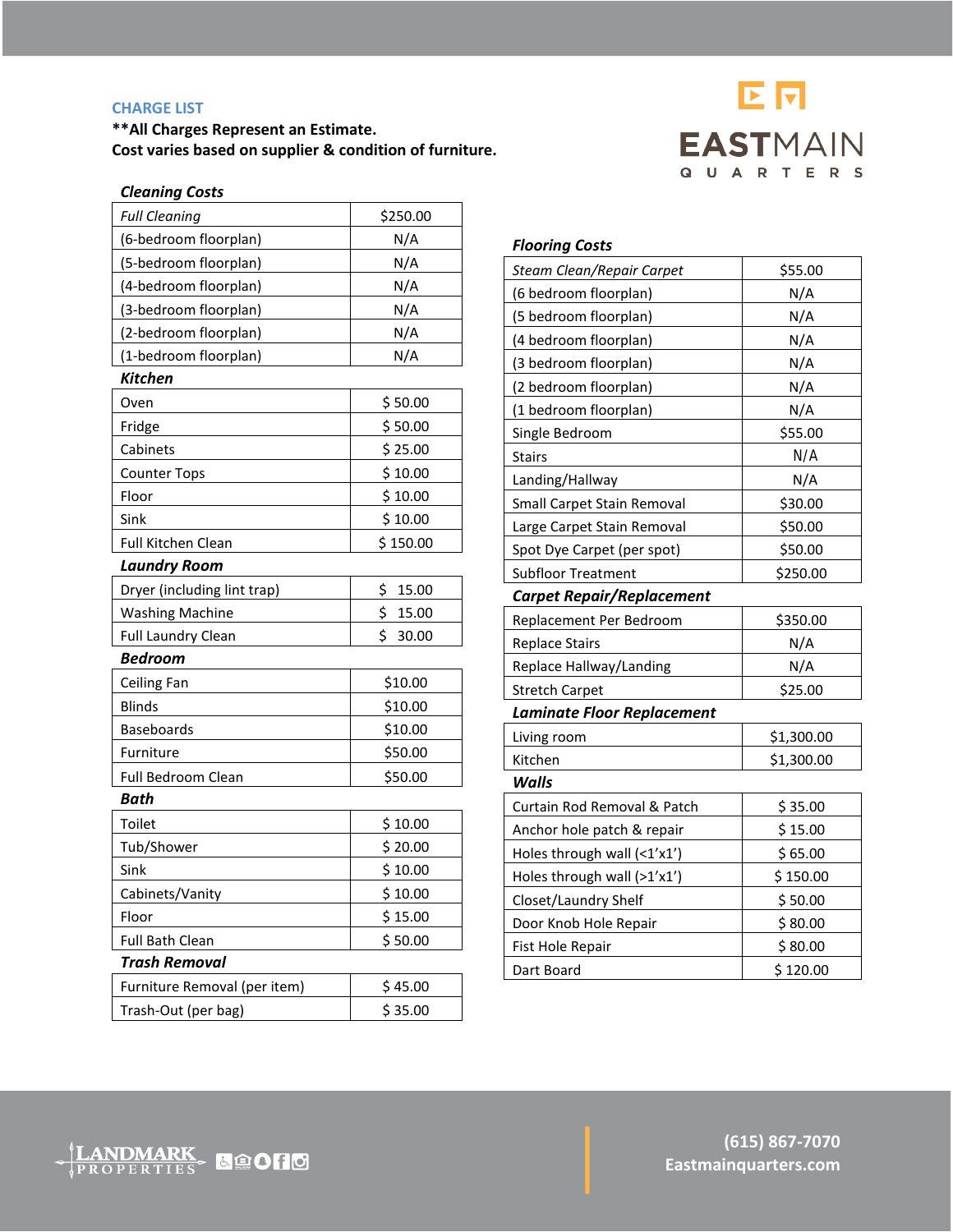## CHARGE LIST

**\*\*All Charges Represent an Estimate.**
**Cost varies based on supplier & condition of furniture.**

### Cleaning Costs

| *Full Cleaning* | $250.00 |
|---|---|
| (6-bedroom floorplan) | N/A |
| (5-bedroom floorplan) | N/A |
| (4-bedroom floorplan) | N/A |
| (3-bedroom floorplan) | N/A |
| (2-bedroom floorplan) | N/A |
| (1-bedroom floorplan) | N/A |

### Kitchen

| Oven | $ 50.00 |
|---|---|
| Fridge | $ 50.00 |
| Cabinets | $ 25.00 |
| Counter Tops | $ 10.00 |
| Floor | $ 10.00 |
| Sink | $ 10.00 |
| Full Kitchen Clean | $ 150.00 |

### Laundry Room

| Dryer (including lint trap) | $ 15.00 |
|---|---|
| Washing Machine | $ 15.00 |
| Full Laundry Clean | $ 30.00 |

### Bedroom

| Ceiling Fan | $10.00 |
|---|---|
| Blinds | $10.00 |
| Baseboards | $10.00 |
| Furniture | $50.00 |
| Full Bedroom Clean | $50.00 |

### Bath

| Toilet | $ 10.00 |
|---|---|
| Tub/Shower | $ 20.00 |
| Sink | $ 10.00 |
| Cabinets/Vanity | $ 10.00 |
| Floor | $ 15.00 |
| Full Bath Clean | $ 50.00 |

### Trash Removal

| Furniture Removal (per item) | $ 45.00 |
|---|---|
| Trash-Out (per bag) | $ 35.00 |

### Flooring Costs

| *Steam Clean/Repair Carpet* | $55.00 |
|---|---|
| (6 bedroom floorplan) | N/A |
| (5 bedroom floorplan) | N/A |
| (4 bedroom floorplan) | N/A |
| (3 bedroom floorplan) | N/A |
| (2 bedroom floorplan) | N/A |
| (1 bedroom floorplan) | N/A |
| Single Bedroom | $55.00 |
| Stairs | N/A |
| Landing/Hallway | N/A |
| Small Carpet Stain Removal | $30.00 |
| Large Carpet Stain Removal | $50.00 |
| Spot Dye Carpet (per spot) | $50.00 |
| Subfloor Treatment | $250.00 |

### Carpet Repair/Replacement

| Replacement Per Bedroom | $350.00 |
|---|---|
| Replace Stairs | N/A |
| Replace Hallway/Landing | N/A |
| Stretch Carpet | $25.00 |

### Laminate Floor Replacement

| Living room | $1,300.00 |
|---|---|
| Kitchen | $1,300.00 |

### Walls

| Curtain Rod Removal & Patch | $ 35.00 |
|---|---|
| Anchor hole patch & repair | $ 15.00 |
| Holes through wall (<1'x1') | $ 65.00 |
| Holes through wall (>1'x1') | $ 150.00 |
| Closet/Laundry Shelf | $ 50.00 |
| Door Knob Hole Repair | $ 80.00 |
| Fist Hole Repair | $ 80.00 |
| Dart Board | $ 120.00 |

(615) 867-7070
Eastmainquarters.com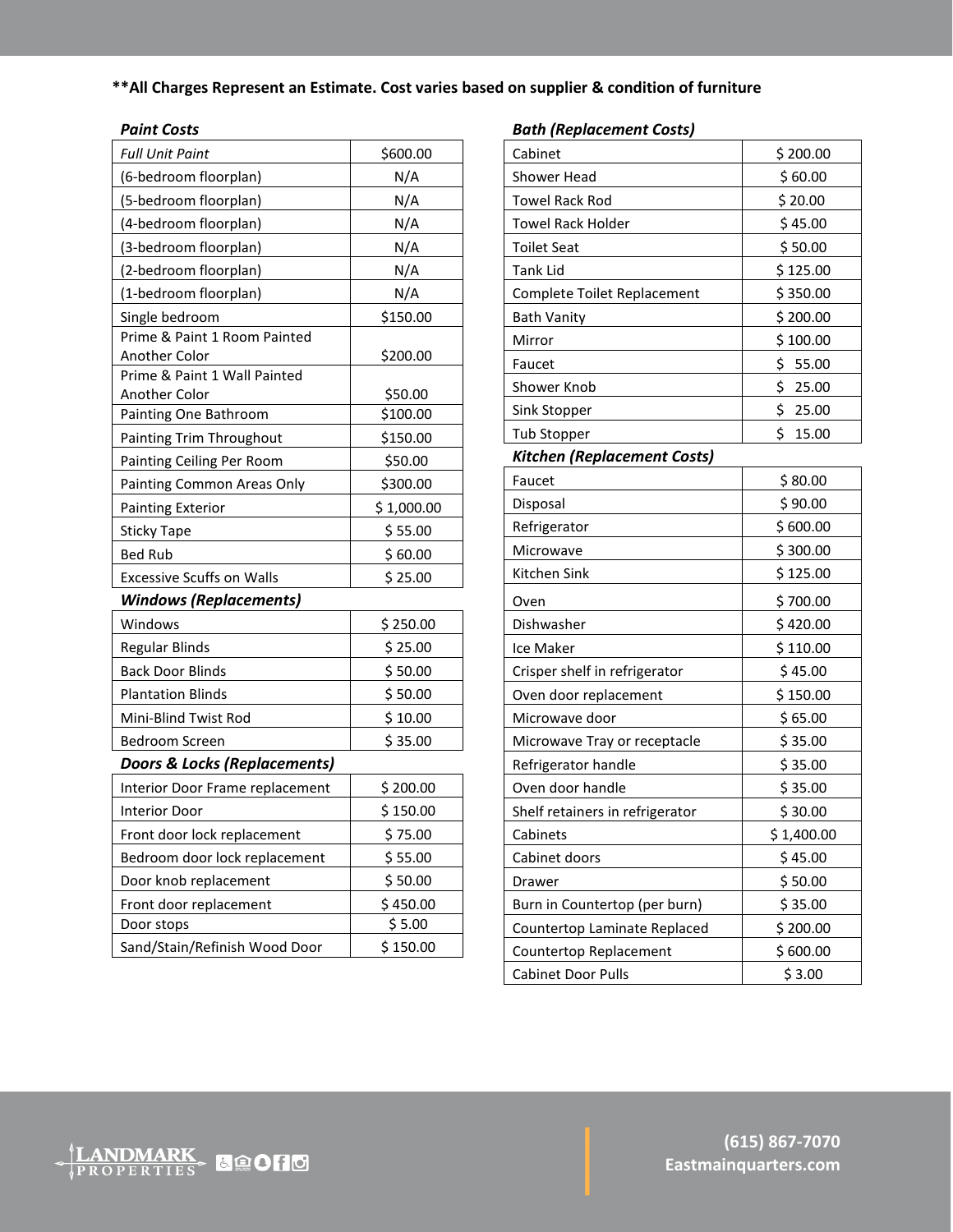**All Charges Represent an Estimate. Cost varies based on supplier & condition of furniture

### *Paint Costs*

| *Full Unit Paint* | $600.00 |
|---|---|
| (6-bedroom floorplan) | N/A |
| (5-bedroom floorplan) | N/A |
| (4-bedroom floorplan) | N/A |
| (3-bedroom floorplan) | N/A |
| (2-bedroom floorplan) | N/A |
| (1-bedroom floorplan) | N/A |
| Single bedroom | $150.00 |
| Prime & Paint 1 Room Painted Another Color | $200.00 |
| Prime & Paint 1 Wall Painted Another Color | $50.00 |
| Painting One Bathroom | $100.00 |
| Painting Trim Throughout | $150.00 |
| Painting Ceiling Per Room | $50.00 |
| Painting Common Areas Only | $300.00 |
| Painting Exterior | $ 1,000.00 |
| Sticky Tape | $ 55.00 |
| Bed Rub | $ 60.00 |
| Excessive Scuffs on Walls | $ 25.00 |

### *Windows (Replacements)*

| Item | Cost |
|---|---|
| Windows | $ 250.00 |
| Regular Blinds | $ 25.00 |
| Back Door Blinds | $ 50.00 |
| Plantation Blinds | $ 50.00 |
| Mini-Blind Twist Rod | $ 10.00 |
| Bedroom Screen | $ 35.00 |

### *Doors & Locks (Replacements)*

| Item | Cost |
|---|---|
| Interior Door Frame replacement | $ 200.00 |
| Interior Door | $ 150.00 |
| Front door lock replacement | $ 75.00 |
| Bedroom door lock replacement | $ 55.00 |
| Door knob replacement | $ 50.00 |
| Front door replacement | $ 450.00 |
| Door stops | $ 5.00 |
| Sand/Stain/Refinish Wood Door | $ 150.00 |

### *Bath (Replacement Costs)*

| Item | Cost |
|---|---|
| Cabinet | $ 200.00 |
| Shower Head | $ 60.00 |
| Towel Rack Rod | $ 20.00 |
| Towel Rack Holder | $ 45.00 |
| Toilet Seat | $ 50.00 |
| Tank Lid | $ 125.00 |
| Complete Toilet Replacement | $ 350.00 |
| Bath Vanity | $ 200.00 |
| Mirror | $ 100.00 |
| Faucet | $ 55.00 |
| Shower Knob | $ 25.00 |
| Sink Stopper | $ 25.00 |
| Tub Stopper | $ 15.00 |

### *Kitchen (Replacement Costs)*

| Item | Cost |
|---|---|
| Faucet | $ 80.00 |
| Disposal | $ 90.00 |
| Refrigerator | $ 600.00 |
| Microwave | $ 300.00 |
| Kitchen Sink | $ 125.00 |
| Oven | $ 700.00 |
| Dishwasher | $ 420.00 |
| Ice Maker | $ 110.00 |
| Crisper shelf in refrigerator | $ 45.00 |
| Oven door replacement | $ 150.00 |
| Microwave door | $ 65.00 |
| Microwave Tray or receptacle | $ 35.00 |
| Refrigerator handle | $ 35.00 |
| Oven door handle | $ 35.00 |
| Shelf retainers in refrigerator | $ 30.00 |
| Cabinets | $ 1,400.00 |
| Cabinet doors | $ 45.00 |
| Drawer | $ 50.00 |
| Burn in Countertop (per burn) | $ 35.00 |
| Countertop Laminate Replaced | $ 200.00 |
| Countertop Replacement | $ 600.00 |
| Cabinet Door Pulls | $ 3.00 |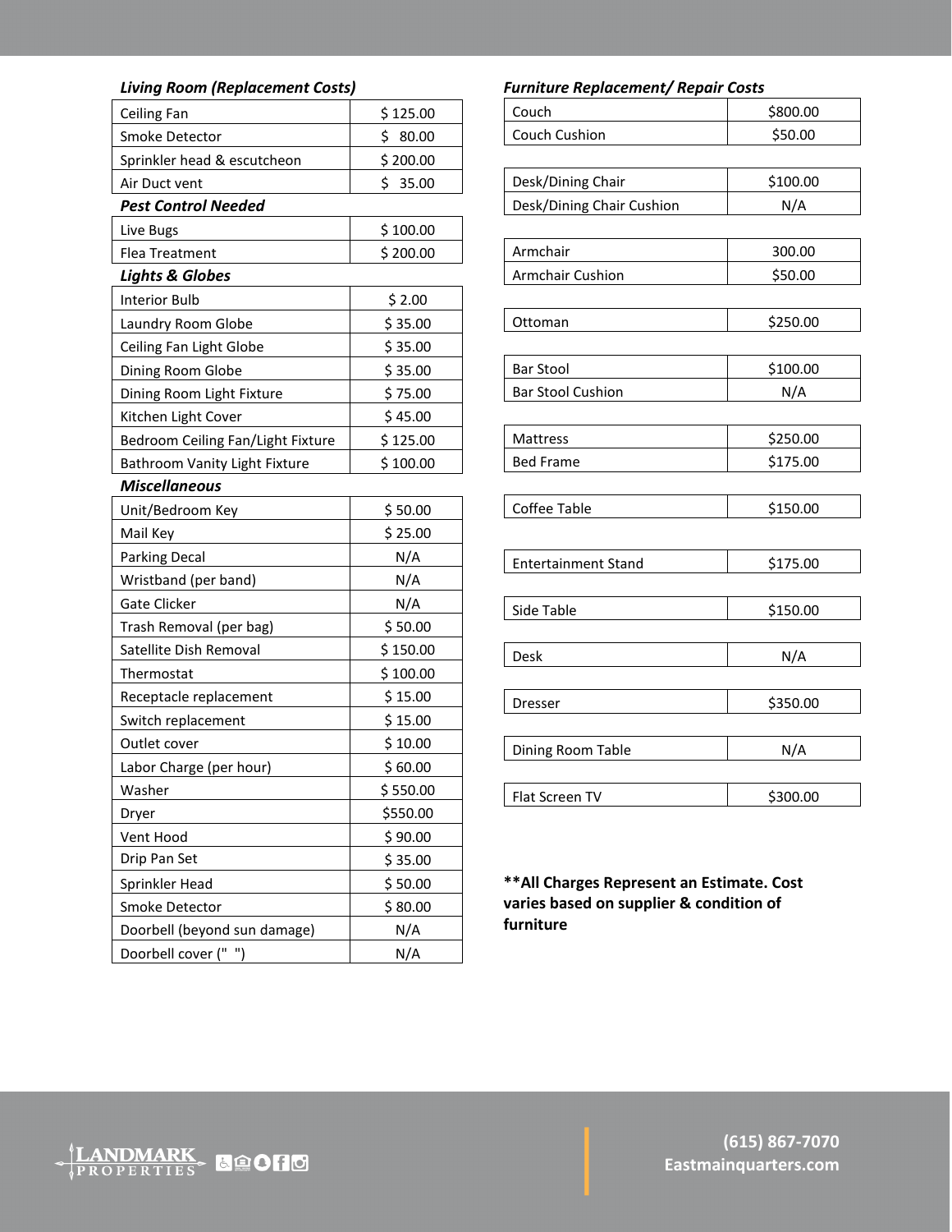### *Living Room (Replacement Costs)*

| | |
|---|---|
| Ceiling Fan | $ 125.00 |
| Smoke Detector | $ 80.00 |
| Sprinkler head & escutcheon | $ 200.00 |
| Air Duct vent | $ 35.00 |

### *Pest Control Needed*

| | |
|---|---|
| Live Bugs | $ 100.00 |
| Flea Treatment | $ 200.00 |

### *Lights & Globes*

| | |
|---|---|
| Interior Bulb | $ 2.00 |
| Laundry Room Globe | $ 35.00 |
| Ceiling Fan Light Globe | $ 35.00 |
| Dining Room Globe | $ 35.00 |
| Dining Room Light Fixture | $ 75.00 |
| Kitchen Light Cover | $ 45.00 |
| Bedroom Ceiling Fan/Light Fixture | $ 125.00 |
| Bathroom Vanity Light Fixture | $ 100.00 |

### *Miscellaneous*

| | |
|---|---|
| Unit/Bedroom Key | $ 50.00 |
| Mail Key | $ 25.00 |
| Parking Decal | N/A |
| Wristband (per band) | N/A |
| Gate Clicker | N/A |
| Trash Removal (per bag) | $ 50.00 |
| Satellite Dish Removal | $ 150.00 |
| Thermostat | $ 100.00 |
| Receptacle replacement | $ 15.00 |
| Switch replacement | $ 15.00 |
| Outlet cover | $ 10.00 |
| Labor Charge (per hour) | $ 60.00 |
| Washer | $ 550.00 |
| Dryer | $550.00 |
| Vent Hood | $ 90.00 |
| Drip Pan Set | $ 35.00 |
| Sprinkler Head | $ 50.00 |
| Smoke Detector | $ 80.00 |
| Doorbell (beyond sun damage) | N/A |
| Doorbell cover (" ") | N/A |

### *Furniture Replacement/ Repair Costs*

| | |
|---|---|
| Couch | $800.00 |
| Couch Cushion | $50.00 |
| Desk/Dining Chair | $100.00 |
| Desk/Dining Chair Cushion | N/A |
| Armchair | 300.00 |
| Armchair Cushion | $50.00 |
| Ottoman | $250.00 |
| Bar Stool | $100.00 |
| Bar Stool Cushion | N/A |
| Mattress | $250.00 |
| Bed Frame | $175.00 |
| Coffee Table | $150.00 |
| Entertainment Stand | $175.00 |
| Side Table | $150.00 |
| Desk | N/A |
| Dresser | $350.00 |
| Dining Room Table | N/A |
| Flat Screen TV | $300.00 |

****All Charges Represent an Estimate. Cost varies based on supplier & condition of furniture**

LANDMARK PROPERTIES

(615) 867-7070
Eastmainquarters.com